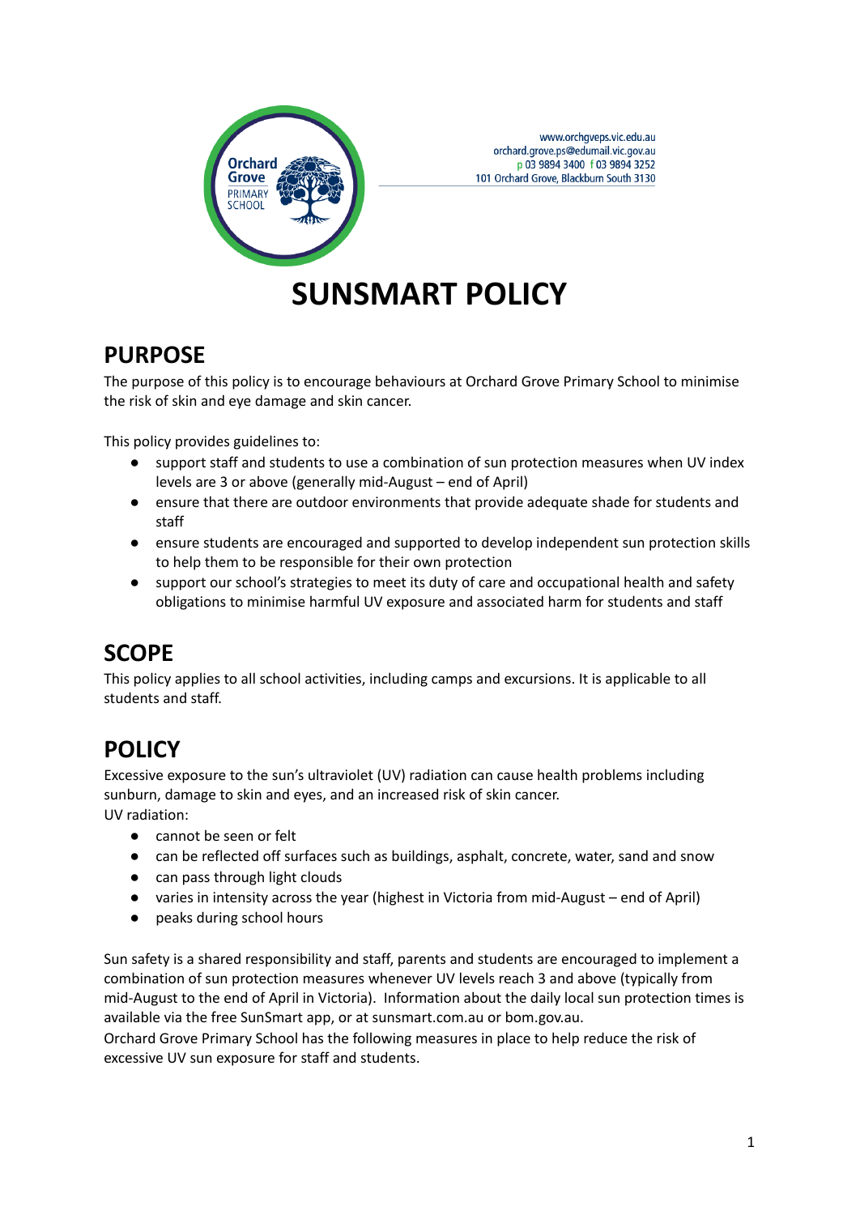Orchard Grove PRIMARY SCHOOL

www.orchgveps.vic.edu.au
orchard.grove.ps@edumail.vic.gov.au
p 03 9894 3400 f 03 9894 3252
101 Orchard Grove, Blackburn South 3130

# SUNSMART POLICY

## PURPOSE

The purpose of this policy is to encourage behaviours at Orchard Grove Primary School to minimise the risk of skin and eye damage and skin cancer.

This policy provides guidelines to:

- support staff and students to use a combination of sun protection measures when UV index levels are 3 or above (generally mid-August – end of April)
- ensure that there are outdoor environments that provide adequate shade for students and staff
- ensure students are encouraged and supported to develop independent sun protection skills to help them to be responsible for their own protection
- support our school's strategies to meet its duty of care and occupational health and safety obligations to minimise harmful UV exposure and associated harm for students and staff

## SCOPE

This policy applies to all school activities, including camps and excursions. It is applicable to all students and staff.

## POLICY

Excessive exposure to the sun's ultraviolet (UV) radiation can cause health problems including sunburn, damage to skin and eyes, and an increased risk of skin cancer.
UV radiation:

- cannot be seen or felt
- can be reflected off surfaces such as buildings, asphalt, concrete, water, sand and snow
- can pass through light clouds
- varies in intensity across the year (highest in Victoria from mid-August – end of April)
- peaks during school hours

Sun safety is a shared responsibility and staff, parents and students are encouraged to implement a combination of sun protection measures whenever UV levels reach 3 and above (typically from mid-August to the end of April in Victoria). Information about the daily local sun protection times is available via the free SunSmart app, or at sunsmart.com.au or bom.gov.au.
Orchard Grove Primary School has the following measures in place to help reduce the risk of excessive UV sun exposure for staff and students.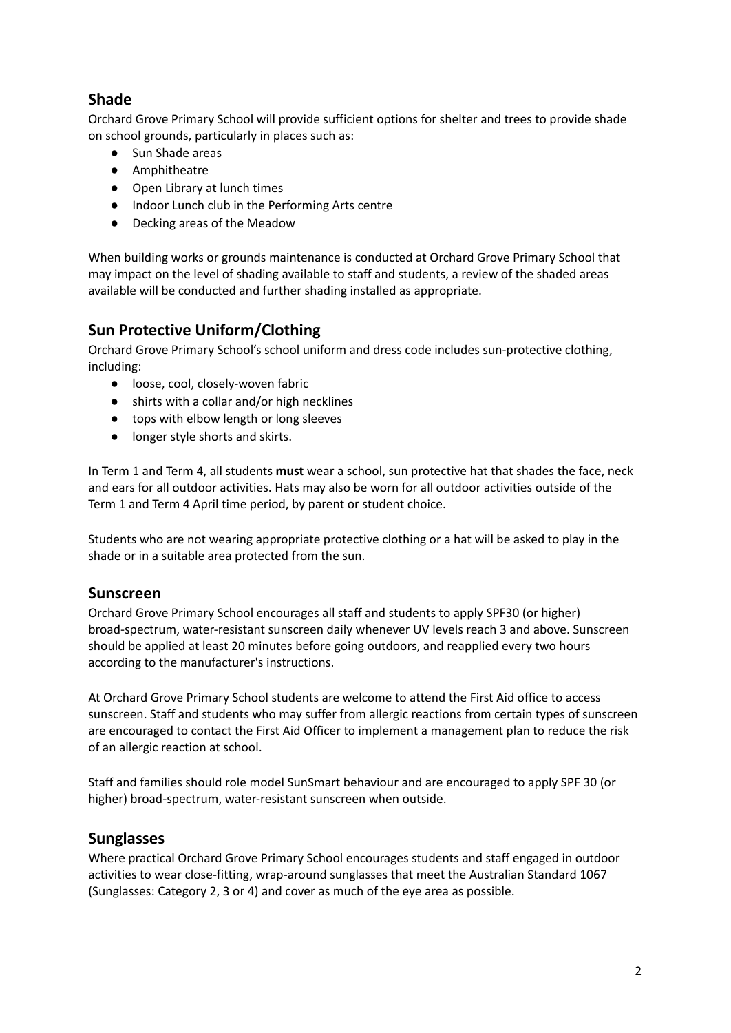## Shade

Orchard Grove Primary School will provide sufficient options for shelter and trees to provide shade on school grounds, particularly in places such as:

- Sun Shade areas
- Amphitheatre
- Open Library at lunch times
- Indoor Lunch club in the Performing Arts centre
- Decking areas of the Meadow

When building works or grounds maintenance is conducted at Orchard Grove Primary School that may impact on the level of shading available to staff and students, a review of the shaded areas available will be conducted and further shading installed as appropriate.

## Sun Protective Uniform/Clothing

Orchard Grove Primary School's school uniform and dress code includes sun-protective clothing, including:

- loose, cool, closely-woven fabric
- shirts with a collar and/or high necklines
- tops with elbow length or long sleeves
- longer style shorts and skirts.

In Term 1 and Term 4, all students **must** wear a school, sun protective hat that shades the face, neck and ears for all outdoor activities. Hats may also be worn for all outdoor activities outside of the Term 1 and Term 4 April time period, by parent or student choice.

Students who are not wearing appropriate protective clothing or a hat will be asked to play in the shade or in a suitable area protected from the sun.

## Sunscreen

Orchard Grove Primary School encourages all staff and students to apply SPF30 (or higher) broad-spectrum, water-resistant sunscreen daily whenever UV levels reach 3 and above. Sunscreen should be applied at least 20 minutes before going outdoors, and reapplied every two hours according to the manufacturer's instructions.

At Orchard Grove Primary School students are welcome to attend the First Aid office to access sunscreen. Staff and students who may suffer from allergic reactions from certain types of sunscreen are encouraged to contact the First Aid Officer to implement a management plan to reduce the risk of an allergic reaction at school.

Staff and families should role model SunSmart behaviour and are encouraged to apply SPF 30 (or higher) broad-spectrum, water-resistant sunscreen when outside.

## Sunglasses

Where practical Orchard Grove Primary School encourages students and staff engaged in outdoor activities to wear close-fitting, wrap-around sunglasses that meet the Australian Standard 1067 (Sunglasses: Category 2, 3 or 4) and cover as much of the eye area as possible.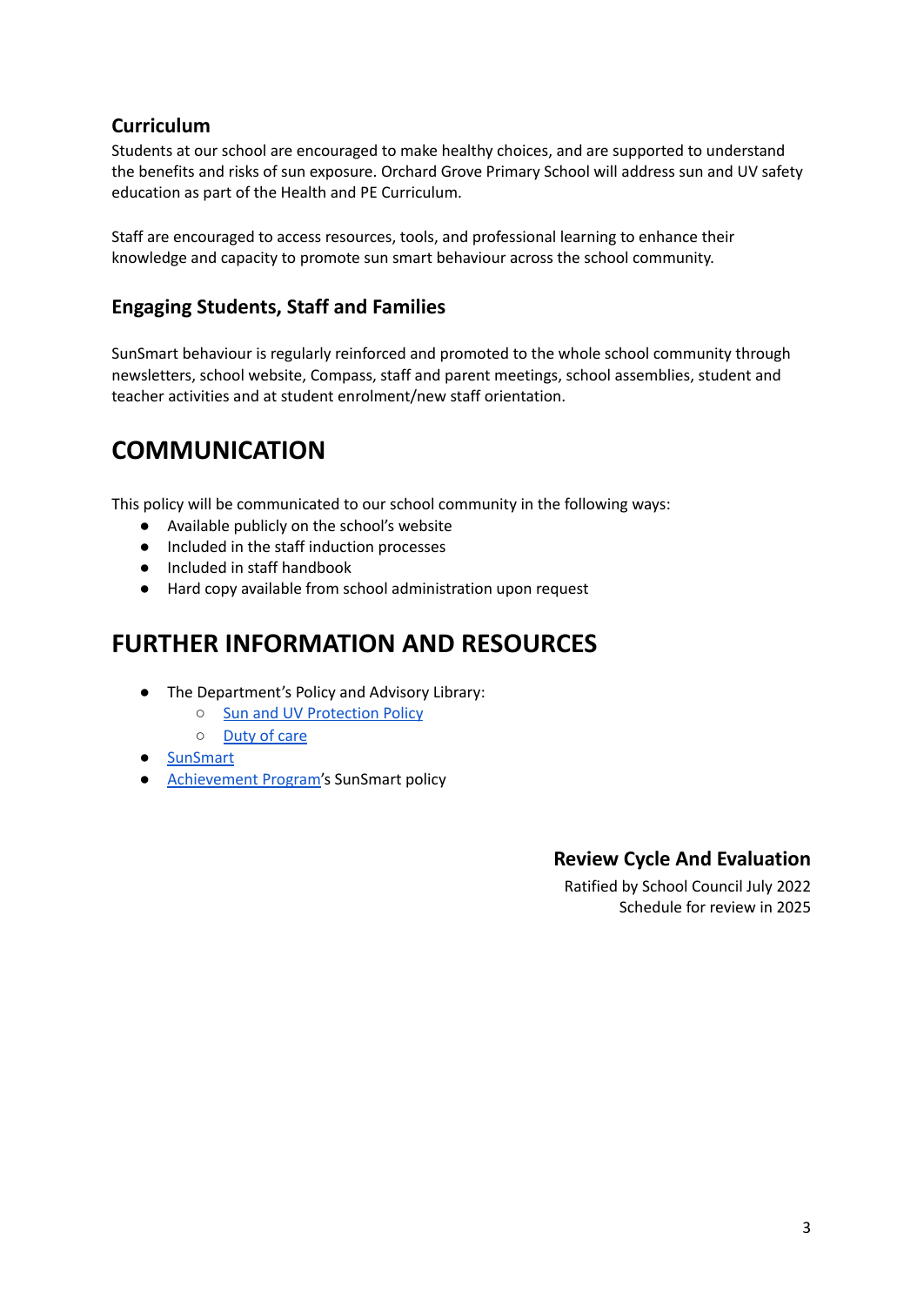### Curriculum

Students at our school are encouraged to make healthy choices, and are supported to understand the benefits and risks of sun exposure. Orchard Grove Primary School will address sun and UV safety education as part of the Health and PE Curriculum.

Staff are encouraged to access resources, tools, and professional learning to enhance their knowledge and capacity to promote sun smart behaviour across the school community.

### Engaging Students, Staff and Families

SunSmart behaviour is regularly reinforced and promoted to the whole school community through newsletters, school website, Compass, staff and parent meetings, school assemblies, student and teacher activities and at student enrolment/new staff orientation.

## COMMUNICATION

This policy will be communicated to our school community in the following ways:

- Available publicly on the school's website
- Included in the staff induction processes
- Included in staff handbook
- Hard copy available from school administration upon request

## FURTHER INFORMATION AND RESOURCES

- The Department's Policy and Advisory Library:
  - Sun and UV Protection Policy
  - Duty of care
- SunSmart
- Achievement Program's SunSmart policy

### Review Cycle And Evaluation

Ratified by School Council July 2022
Schedule for review in 2025